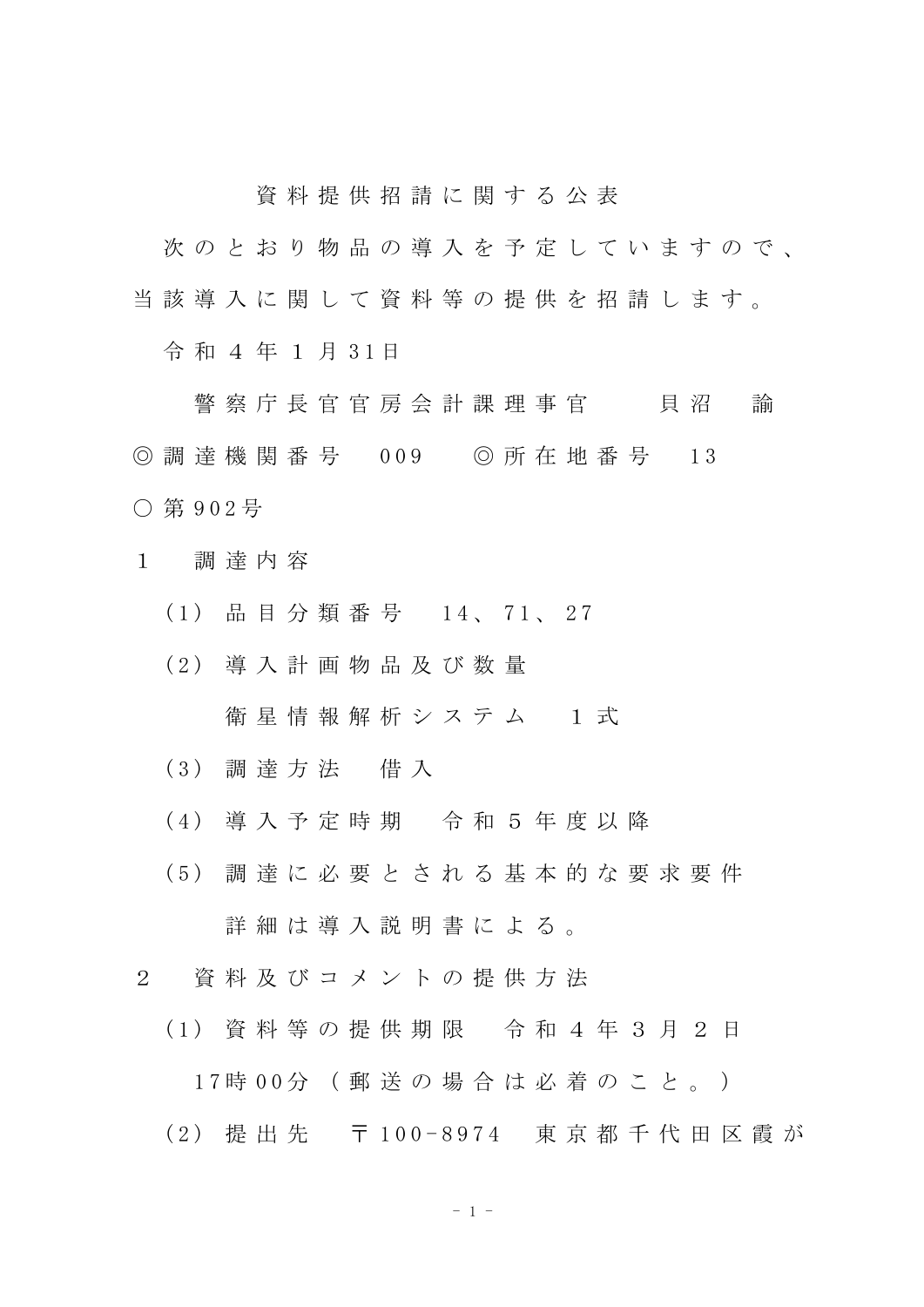# 資料提供招請に関する公表

次のとおり物品の導入を予定していますので、当該導入に関して資料等の提供を招請します。

令和４年１月31日

警察庁長官官房会計課理事官　　貝沼　諭

◎調達機関番号　009　　◎所在地番号　13

○第902号

１　調達内容

（1） 品目分類番号　14、71、27

（2） 導入計画物品及び数量

衛星情報解析システム　１式

（3） 調達方法　借入

（4） 導入予定時期　令和５年度以降

（5） 調達に必要とされる基本的な要求要件

詳細は導入説明書による。

２　資料及びコメントの提供方法

（1） 資料等の提供期限　令和４年３月２日17時00分（郵送の場合は必着のこと。）

（2） 提出先　〒100-8974　東京都千代田区霞が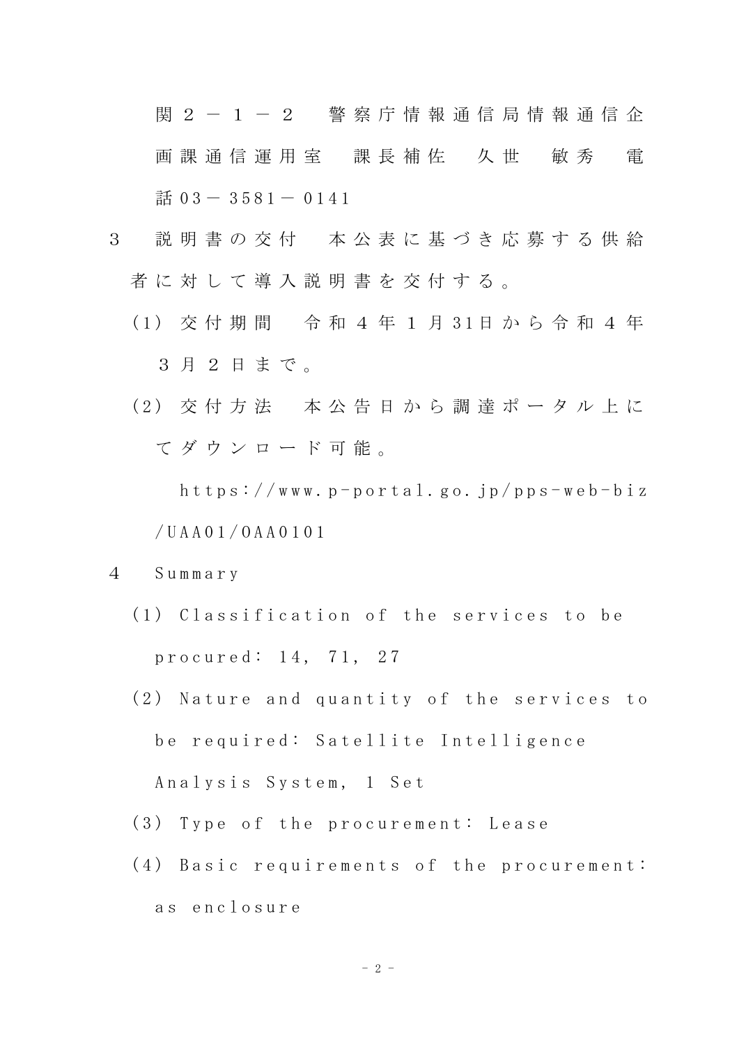関２－１－２　警察庁情報通信局情報通信企画課通信運用室　課長補佐　久世　敏秀　電話03－3581－0141

３　説明書の交付　本公表に基づき応募する供給者に対して導入説明書を交付する。

（1）交付期間　令和４年１月31日から令和４年３月２日まで。

（2）交付方法　本公告日から調達ポータル上にてダウンロード可能。

https://www.p-portal.go.jp/pps-web-biz/UAA01/OAA0101

４　Summary

（1）Classification of the services to be procured：14, 71, 27

（2）Nature and quantity of the services to be required：Satellite Intelligence Analysis System, 1 Set

（3）Type of the procurement：Lease

（4）Basic requirements of the procurement：as enclosure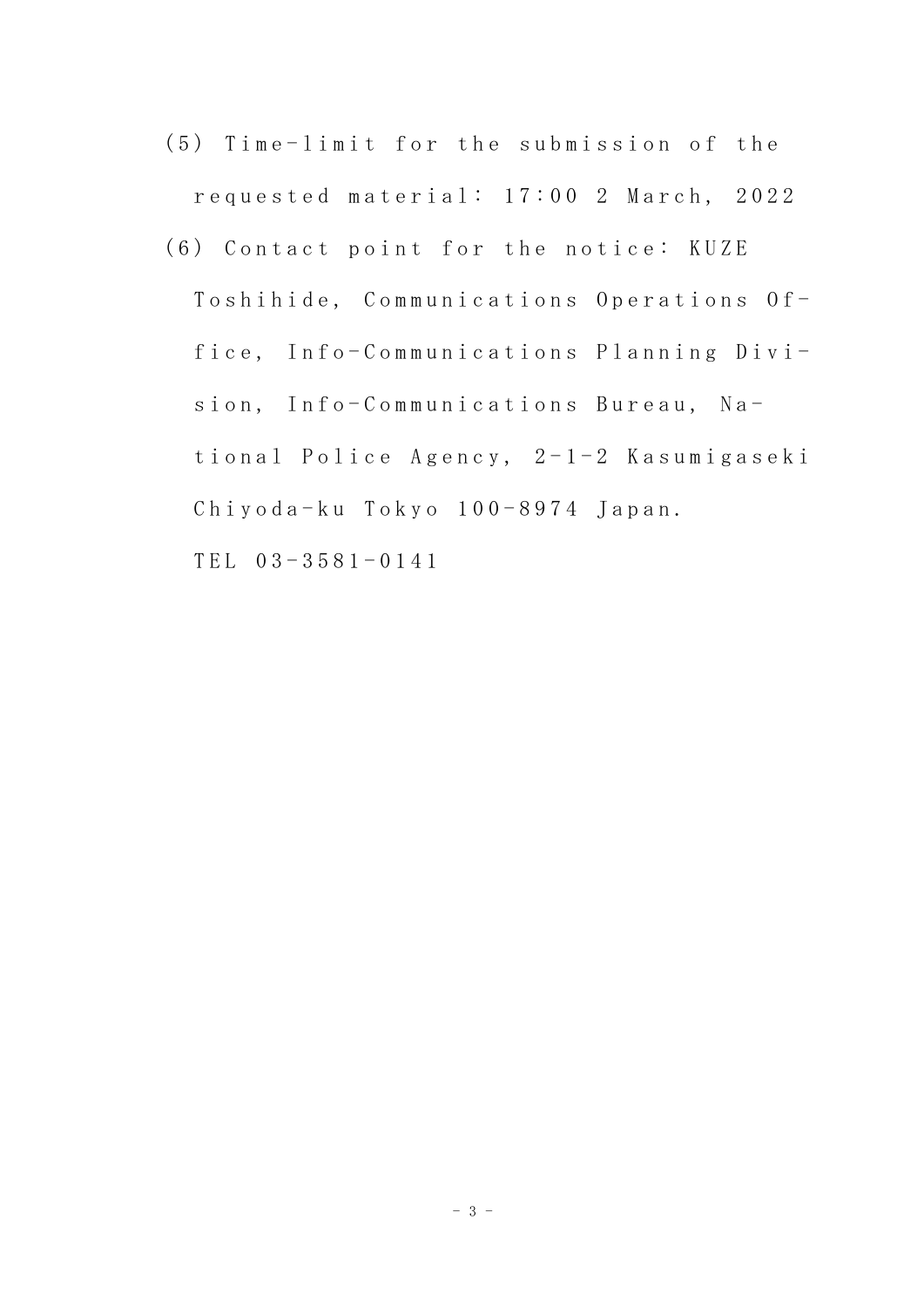(5) Time-limit for the submission of the requested material: 17:00 2 March, 2022

(6) Contact point for the notice: KUZE Toshihide, Communications Operations Office, Info-Communications Planning Division, Info-Communications Bureau, National Police Agency, 2-1-2 Kasumigaseki Chiyoda-ku Tokyo 100-8974 Japan.
TEL 03-3581-0141